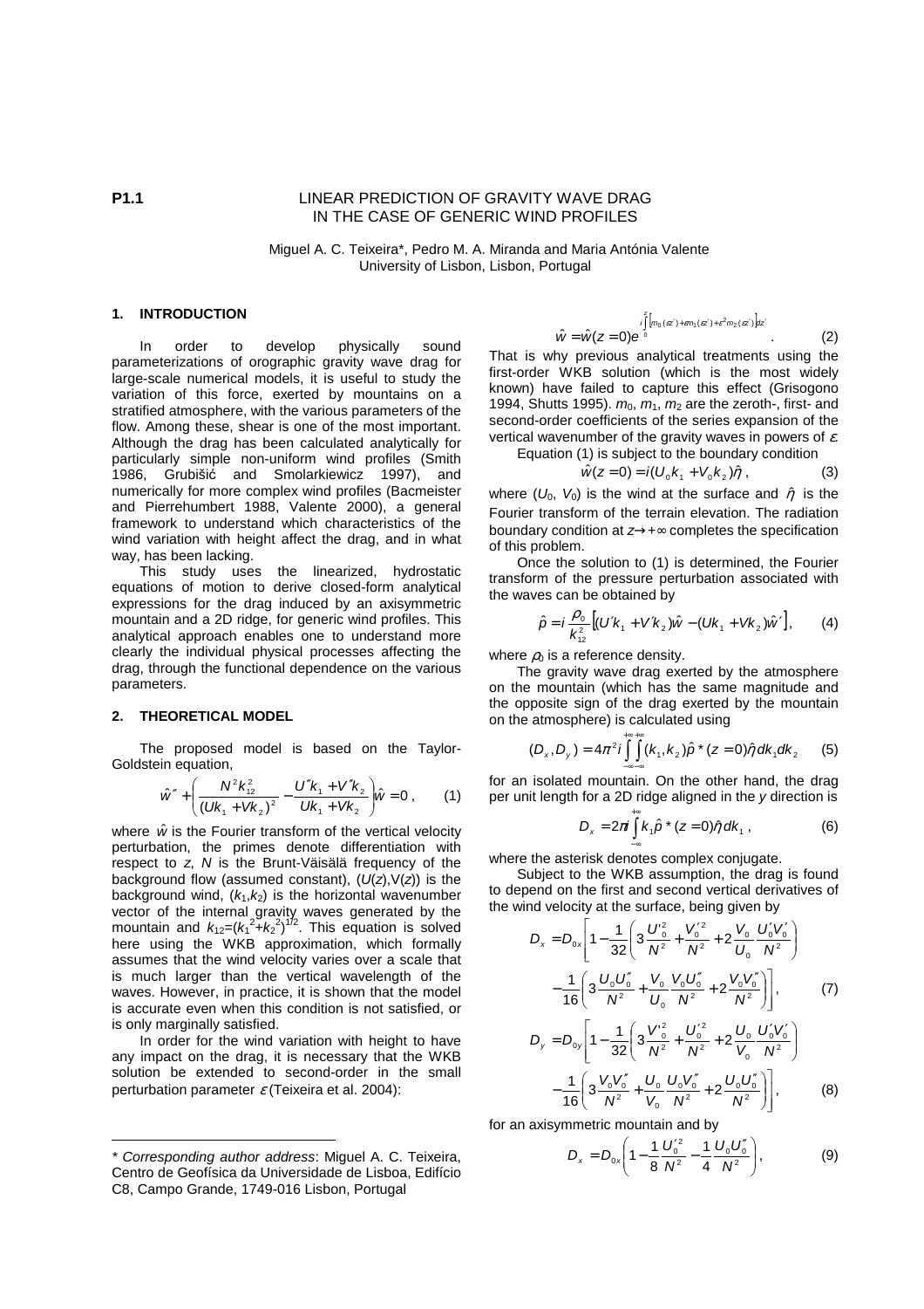**P1.1**

# LINEAR PREDICTION OF GRAVITY WAVE DRAG IN THE CASE OF GENERIC WIND PROFILES

Miguel A. C. Teixeira\*, Pedro M. A. Miranda and Maria Antónia Valente
University of Lisbon, Lisbon, Portugal

## 1. INTRODUCTION

In order to develop physically sound parameterizations of orographic gravity wave drag for large-scale numerical models, it is useful to study the variation of this force, exerted by mountains on a stratified atmosphere, with the various parameters of the flow. Among these, shear is one of the most important. Although the drag has been calculated analytically for particularly simple non-uniform wind profiles (Smith 1986, Grubišić and Smolarkiewicz 1997), and numerically for more complex wind profiles (Bacmeister and Pierrehumbert 1988, Valente 2000), a general framework to understand which characteristics of the wind variation with height affect the drag, and in what way, has been lacking.

This study uses the linearized, hydrostatic equations of motion to derive closed-form analytical expressions for the drag induced by an axisymmetric mountain and a 2D ridge, for generic wind profiles. This analytical approach enables one to understand more clearly the individual physical processes affecting the drag, through the functional dependence on the various parameters.

## 2. THEORETICAL MODEL

The proposed model is based on the Taylor-Goldstein equation,

$$\hat{w}'' + \left( \frac{N^2 k_{12}^2}{(Uk_1 + Vk_2)^2} - \frac{U''k_1 + V''k_2}{Uk_1 + Vk_2} \right) \hat{w} = 0 , \qquad (1)$$

where $\hat{w}$ is the Fourier transform of the vertical velocity perturbation, the primes denote differentiation with respect to $z$, $N$ is the Brunt-Väisälä frequency of the background flow (assumed constant), $(U(z),V(z))$ is the background wind, $(k_1,k_2)$ is the horizontal wavenumber vector of the internal gravity waves generated by the mountain and $k_{12}=(k_1^2+k_2^2)^{1/2}$. This equation is solved here using the WKB approximation, which formally assumes that the wind velocity varies over a scale that is much larger than the vertical wavelength of the waves. However, in practice, it is shown that the model is accurate even when this condition is not satisfied, or is only marginally satisfied.

In order for the wind variation with height to have any impact on the drag, it is necessary that the WKB solution be extended to second-order in the small perturbation parameter $\varepsilon$ (Teixeira et al. 2004):

$$\hat{w} = \hat{w}(z=0) e^{i\int_0^z \left[ m_0(\varepsilon z') + \varepsilon m_1(\varepsilon z') + \varepsilon^2 m_2(\varepsilon z') \right] dz'} . \qquad (2)$$

That is why previous analytical treatments using the first-order WKB solution (which is the most widely known) have failed to capture this effect (Grisogono 1994, Shutts 1995). $m_0$, $m_1$, $m_2$ are the zeroth-, first- and second-order coefficients of the series expansion of the vertical wavenumber of the gravity waves in powers of $\varepsilon$.

Equation (1) is subject to the boundary condition

$$\hat{w}(z=0) = i(U_0 k_1 + V_0 k_2)\hat{\eta} , \qquad (3)$$

where $(U_0, V_0)$ is the wind at the surface and $\hat{\eta}$ is the Fourier transform of the terrain elevation. The radiation boundary condition at $z\to+\infty$ completes the specification of this problem.

Once the solution to (1) is determined, the Fourier transform of the pressure perturbation associated with the waves can be obtained by

$$\hat{p} = i\frac{\rho_0}{k_{12}^2}\left[ (U'k_1 + V'k_2)\hat{w} - (Uk_1 + Vk_2)\hat{w}' \right], \qquad (4)$$

where $\rho_0$ is a reference density.

The gravity wave drag exerted by the atmosphere on the mountain (which has the same magnitude and the opposite sign of the drag exerted by the mountain on the atmosphere) is calculated using

$$(D_x, D_y) = 4\pi^2 i \int_{-\infty}^{+\infty}\int_{-\infty}^{+\infty} (k_1, k_2)\hat{p}^*(z=0)\hat{\eta}\, dk_1 dk_2 \qquad (5)$$

for an isolated mountain. On the other hand, the drag per unit length for a 2D ridge aligned in the $y$ direction is

$$D_x = 2\pi i \int_{-\infty}^{+\infty} k_1 \hat{p}^*(z=0)\hat{\eta}\, dk_1 , \qquad (6)$$

where the asterisk denotes complex conjugate.

Subject to the WKB assumption, the drag is found to depend on the first and second vertical derivatives of the wind velocity at the surface, being given by

$$D_x = D_{0x}\left[ 1 - \frac{1}{32}\left( 3\frac{U_0'^2}{N^2} + \frac{V_0'^2}{N^2} + 2\frac{V_0}{U_0}\frac{U_0'V_0'}{N^2} \right) - \frac{1}{16}\left( 3\frac{U_0 U_0''}{N^2} + \frac{V_0}{U_0}\frac{V_0 U_0''}{N^2} + 2\frac{V_0 V_0''}{N^2} \right) \right], \qquad (7)$$

$$D_y = D_{0y}\left[ 1 - \frac{1}{32}\left( 3\frac{V_0'^2}{N^2} + \frac{U_0'^2}{N^2} + 2\frac{U_0}{V_0}\frac{U_0'V_0'}{N^2} \right) - \frac{1}{16}\left( 3\frac{V_0 V_0''}{N^2} + \frac{U_0}{V_0}\frac{U_0 V_0''}{N^2} + 2\frac{U_0 U_0''}{N^2} \right) \right], \qquad (8)$$

for an axisymmetric mountain and by

$$D_x = D_{0x}\left( 1 - \frac{1}{8}\frac{U_0'^2}{N^2} - \frac{1}{4}\frac{U_0 U_0''}{N^2} \right), \qquad (9)$$

---

\* *Corresponding author address*: Miguel A. C. Teixeira, Centro de Geofísica da Universidade de Lisboa, Edifício C8, Campo Grande, 1749-016 Lisbon, Portugal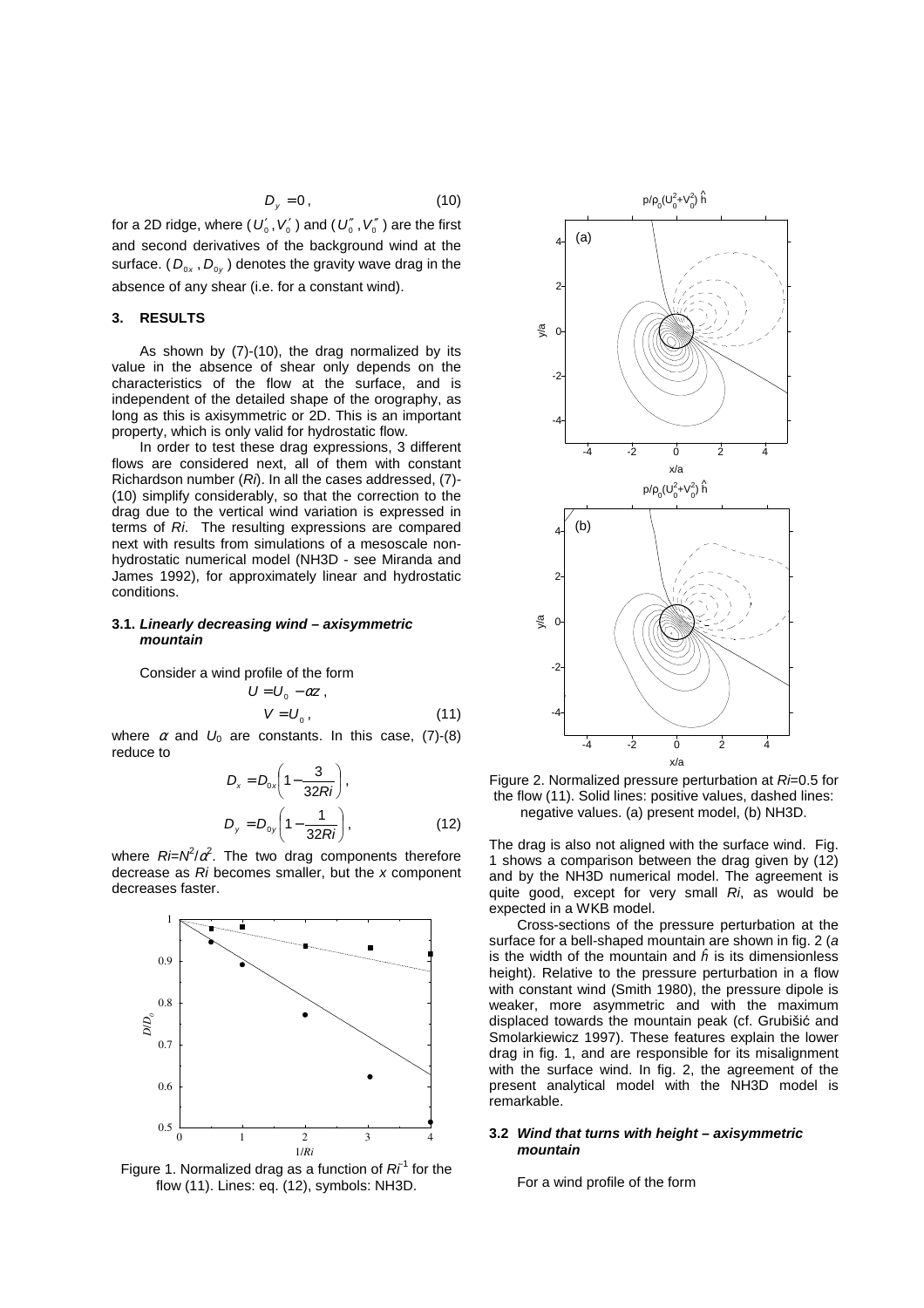$$D_y = 0, \qquad (10)$$

for a 2D ridge, where $(U_0', V_0')$ and $(U_0'', V_0'')$ are the first and second derivatives of the background wind at the surface. $(D_{0x}, D_{0y})$ denotes the gravity wave drag in the absence of any shear (i.e. for a constant wind).

## 3. RESULTS

As shown by (7)-(10), the drag normalized by its value in the absence of shear only depends on the characteristics of the flow at the surface, and is independent of the detailed shape of the orography, as long as this is axisymmetric or 2D. This is an important property, which is only valid for hydrostatic flow.

In order to test these drag expressions, 3 different flows are considered next, all of them with constant Richardson number (*Ri*). In all the cases addressed, (7)-(10) simplify considerably, so that the correction to the drag due to the vertical wind variation is expressed in terms of *Ri*. The resulting expressions are compared next with results from simulations of a mesoscale non-hydrostatic numerical model (NH3D - see Miranda and James 1992), for approximately linear and hydrostatic conditions.

### 3.1. *Linearly decreasing wind – axisymmetric mountain*

Consider a wind profile of the form

$$U = U_0 - \alpha z,$$

$$V = U_0, \qquad (11)$$

where $\alpha$ and $U_0$ are constants. In this case, (7)-(8) reduce to

$$D_x = D_{0x}\left(1 - \frac{3}{32Ri}\right),$$

$$D_y = D_{0y}\left(1 - \frac{1}{32Ri}\right), \qquad (12)$$

where $Ri = N^2/\alpha^2$. The two drag components therefore decrease as *Ri* becomes smaller, but the *x* component decreases faster.

Figure 1. Normalized drag as a function of $Ri^{-1}$ for the flow (11). Lines: eq. (12), symbols: NH3D.

Figure 2. Normalized pressure perturbation at *Ri*=0.5 for the flow (11). Solid lines: positive values, dashed lines: negative values. (a) present model, (b) NH3D.

The drag is also not aligned with the surface wind. Fig. 1 shows a comparison between the drag given by (12) and by the NH3D numerical model. The agreement is quite good, except for very small *Ri*, as would be expected in a WKB model.

Cross-sections of the pressure perturbation at the surface for a bell-shaped mountain are shown in fig. 2 (*a* is the width of the mountain and $\hat{h}$ is its dimensionless height). Relative to the pressure perturbation in a flow with constant wind (Smith 1980), the pressure dipole is weaker, more asymmetric and with the maximum displaced towards the mountain peak (cf. Grubišić and Smolarkiewicz 1997). These features explain the lower drag in fig. 1, and are responsible for its misalignment with the surface wind. In fig. 2, the agreement of the present analytical model with the NH3D model is remarkable.

### 3.2 *Wind that turns with height – axisymmetric mountain*

For a wind profile of the form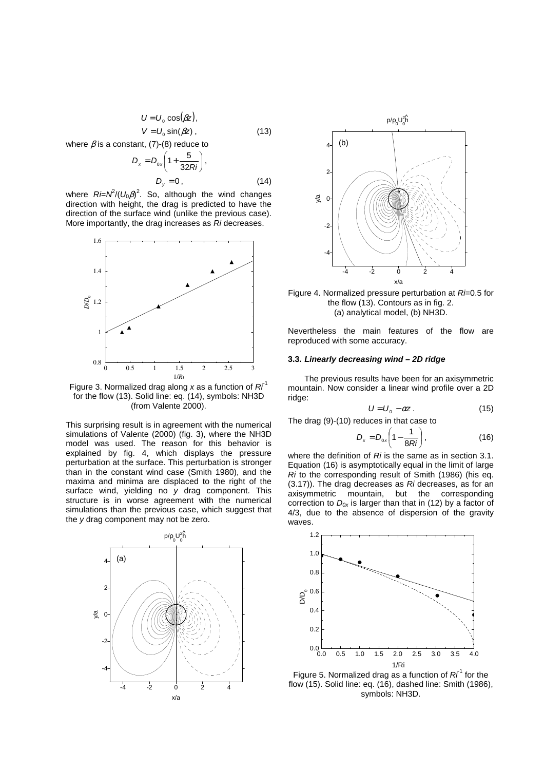$$U = U_0 \cos(\beta z),$$
$$V = U_0 \sin(\beta z), \qquad (13)$$

where $\beta$ is a constant, (7)-(8) reduce to

$$D_x = D_{0x}\left(1 + \frac{5}{32Ri}\right),$$
$$D_y = 0, \qquad (14)$$

where $Ri=N^2/(U_0\beta)^2$. So, although the wind changes direction with height, the drag is predicted to have the direction of the surface wind (unlike the previous case). More importantly, the drag increases as $Ri$ decreases.

Figure 3. Normalized drag along $x$ as a function of $Ri^{-1}$ for the flow (13). Solid line: eq. (14), symbols: NH3D (from Valente 2000).

This surprising result is in agreement with the numerical simulations of Valente (2000) (fig. 3), where the NH3D model was used. The reason for this behavior is explained by fig. 4, which displays the pressure perturbation at the surface. This perturbation is stronger than in the constant wind case (Smith 1980), and the maxima and minima are displaced to the right of the surface wind, yielding no $y$ drag component. This structure is in worse agreement with the numerical simulations than the previous case, which suggest that the $y$ drag component may not be zero.

Figure 4. Normalized pressure perturbation at $Ri$=0.5 for the flow (13). Contours as in fig. 2. (a) analytical model, (b) NH3D.

Nevertheless the main features of the flow are reproduced with some accuracy.

### 3.3. *Linearly decreasing wind – 2D ridge*

The previous results have been for an axisymmetric mountain. Now consider a linear wind profile over a 2D ridge:

$$U = U_0 - \alpha z. \qquad (15)$$

The drag (9)-(10) reduces in that case to

$$D_x = D_{0x}\left(1 - \frac{1}{8Ri}\right), \qquad (16)$$

where the definition of $Ri$ is the same as in section 3.1. Equation (16) is asymptotically equal in the limit of large $Ri$ to the corresponding result of Smith (1986) (his eq. (3.17)). The drag decreases as $Ri$ decreases, as for an axisymmetric mountain, but the corresponding correction to $D_{0x}$ is larger than that in (12) by a factor of 4/3, due to the absence of dispersion of the gravity waves.

Figure 5. Normalized drag as a function of $Ri^{-1}$ for the flow (15). Solid line: eq. (16), dashed line: Smith (1986), symbols: NH3D.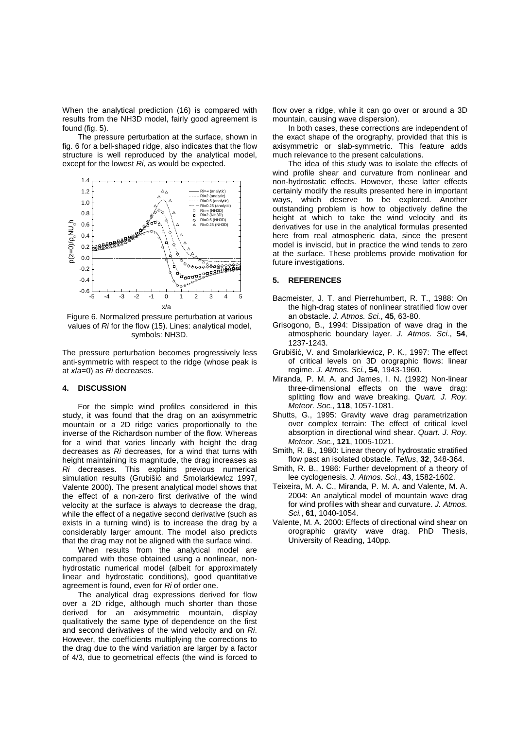When the analytical prediction (16) is compared with results from the NH3D model, fairly good agreement is found (fig. 5).

The pressure perturbation at the surface, shown in fig. 6 for a bell-shaped ridge, also indicates that the flow structure is well reproduced by the analytical model, except for the lowest *Ri*, as would be expected.

1.4
1.2
1.0
0.8
0.6
0.4
0.2
0.0
-0.2
-0.4
-0.6

-5 -4 -3 -2 -1 0 1 2 3 4 5

x/a

$p(z=0)/\rho_0 N U_0 h$

Ri=∞ (analytic)
Ri=2 (analytic)
Ri=0.5 (analytic)
Ri=0.25 (analytic)
Ri=∞ (NH3D)
Ri=2 (NH3D)
Ri=0.5 (NH3D)
Ri=0.25 (NH3D)

Figure 6. Normalized pressure perturbation at various values of *Ri* for the flow (15). Lines: analytical model, symbols: NH3D.

The pressure perturbation becomes progressively less anti-symmetric with respect to the ridge (whose peak is at $x/a=0$) as *Ri* decreases.

## 4. DISCUSSION

For the simple wind profiles considered in this study, it was found that the drag on an axisymmetric mountain or a 2D ridge varies proportionally to the inverse of the Richardson number of the flow. Whereas for a wind that varies linearly with height the drag decreases as *Ri* decreases, for a wind that turns with height maintaining its magnitude, the drag increases as *Ri* decreases. This explains previous numerical simulation results (Grubišić and Smolarkiewlcz 1997, Valente 2000). The present analytical model shows that the effect of a non-zero first derivative of the wind velocity at the surface is always to decrease the drag, while the effect of a negative second derivative (such as exists in a turning wind) is to increase the drag by a considerably larger amount. The model also predicts that the drag may not be aligned with the surface wind.

When results from the analytical model are compared with those obtained using a nonlinear, non-hydrostatic numerical model (albeit for approximately linear and hydrostatic conditions), good quantitative agreement is found, even for *Ri* of order one.

The analytical drag expressions derived for flow over a 2D ridge, although much shorter than those derived for an axisymmetric mountain, display qualitatively the same type of dependence on the first and second derivatives of the wind velocity and on *Ri*. However, the coefficients multiplying the corrections to the drag due to the wind variation are larger by a factor of 4/3, due to geometrical effects (the wind is forced to flow over a ridge, while it can go over or around a 3D mountain, causing wave dispersion).

In both cases, these corrections are independent of the exact shape of the orography, provided that this is axisymmetric or slab-symmetric. This feature adds much relevance to the present calculations.

The idea of this study was to isolate the effects of wind profile shear and curvature from nonlinear and non-hydrostatic effects. However, these latter effects certainly modify the results presented here in important ways, which deserve to be explored. Another outstanding problem is how to objectively define the height at which to take the wind velocity and its derivatives for use in the analytical formulas presented here from real atmospheric data, since the present model is inviscid, but in practice the wind tends to zero at the surface. These problems provide motivation for future investigations.

## 5. REFERENCES

Bacmeister, J. T. and Pierrehumbert, R. T., 1988: On the high-drag states of nonlinear stratified flow over an obstacle. *J. Atmos. Sci.*, **45**, 63-80.

Grisogono, B., 1994: Dissipation of wave drag in the atmospheric boundary layer. *J. Atmos. Sci.*, **54**, 1237-1243.

Grubišić, V. and Smolarkiewicz, P. K., 1997: The effect of critical levels on 3D orographic flows: linear regime. *J. Atmos. Sci.*, **54**, 1943-1960.

Miranda, P. M. A. and James, I. N. (1992) Non-linear three-dimensional effects on the wave drag: splitting flow and wave breaking. *Quart. J. Roy. Meteor. Soc.*, **118**, 1057-1081.

Shutts, G., 1995: Gravity wave drag parametrization over complex terrain: The effect of critical level absorption in directional wind shear. *Quart. J. Roy. Meteor. Soc.*, **121**, 1005-1021.

Smith, R. B., 1980: Linear theory of hydrostatic stratified flow past an isolated obstacle. *Tellus*, **32**, 348-364.

Smith, R. B., 1986: Further development of a theory of lee cyclogenesis. *J. Atmos. Sci.*, **43**, 1582-1602.

Teixeira, M. A. C., Miranda, P. M. A. and Valente, M. A. 2004: An analytical model of mountain wave drag for wind profiles with shear and curvature. *J. Atmos. Sci.*, **61**, 1040-1054.

Valente, M. A. 2000: Effects of directional wind shear on orographic gravity wave drag. PhD Thesis, University of Reading, 140pp.